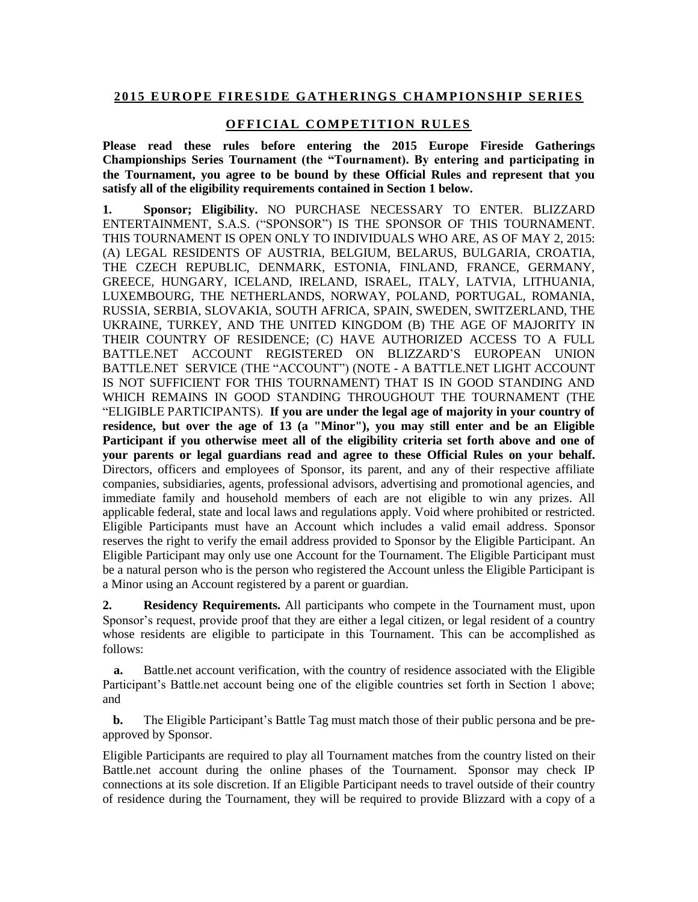## 2015 EUROPE FIRESIDE GATHERINGS CHAMPIONSHIP SERIES

## OFFICIAL COMPETITION RULES

**Please read these rules before entering the 2015 Europe Fireside Gatherings Championships Series Tournament (the "Tournament). By entering and participating in the Tournament, you agree to be bound by these Official Rules and represent that you satisfy all of the eligibility requirements contained in Section 1 below.**

**1. Sponsor; Eligibility.** NO PURCHASE NECESSARY TO ENTER. BLIZZARD ENTERTAINMENT, S.A.S. ("SPONSOR") IS THE SPONSOR OF THIS TOURNAMENT. THIS TOURNAMENT IS OPEN ONLY TO INDIVIDUALS WHO ARE, AS OF MAY 2, 2015: (A) LEGAL RESIDENTS OF AUSTRIA, BELGIUM, BELARUS, BULGARIA, CROATIA, THE CZECH REPUBLIC, DENMARK, ESTONIA, FINLAND, FRANCE, GERMANY, GREECE, HUNGARY, ICELAND, IRELAND, ISRAEL, ITALY, LATVIA, LITHUANIA, LUXEMBOURG, THE NETHERLANDS, NORWAY, POLAND, PORTUGAL, ROMANIA, RUSSIA, SERBIA, SLOVAKIA, SOUTH AFRICA, SPAIN, SWEDEN, SWITZERLAND, THE UKRAINE, TURKEY, AND THE UNITED KINGDOM (B) THE AGE OF MAJORITY IN THEIR COUNTRY OF RESIDENCE; (C) HAVE AUTHORIZED ACCESS TO A FULL BATTLE.NET ACCOUNT REGISTERED ON BLIZZARD'S EUROPEAN UNION BATTLE.NET SERVICE (THE "ACCOUNT") (NOTE - A BATTLE.NET LIGHT ACCOUNT IS NOT SUFFICIENT FOR THIS TOURNAMENT) THAT IS IN GOOD STANDING AND WHICH REMAINS IN GOOD STANDING THROUGHOUT THE TOURNAMENT (THE "ELIGIBLE PARTICIPANTS). **If you are under the legal age of majority in your country of residence, but over the age of 13 (a "Minor"), you may still enter and be an Eligible Participant if you otherwise meet all of the eligibility criteria set forth above and one of your parents or legal guardians read and agree to these Official Rules on your behalf.** Directors, officers and employees of Sponsor, its parent, and any of their respective affiliate companies, subsidiaries, agents, professional advisors, advertising and promotional agencies, and immediate family and household members of each are not eligible to win any prizes. All applicable federal, state and local laws and regulations apply. Void where prohibited or restricted. Eligible Participants must have an Account which includes a valid email address. Sponsor reserves the right to verify the email address provided to Sponsor by the Eligible Participant. An Eligible Participant may only use one Account for the Tournament. The Eligible Participant must be a natural person who is the person who registered the Account unless the Eligible Participant is a Minor using an Account registered by a parent or guardian.

**2. Residency Requirements.** All participants who compete in the Tournament must, upon Sponsor's request, provide proof that they are either a legal citizen, or legal resident of a country whose residents are eligible to participate in this Tournament. This can be accomplished as follows:

**a.** Battle.net account verification, with the country of residence associated with the Eligible Participant's Battle.net account being one of the eligible countries set forth in Section 1 above; and

**b.** The Eligible Participant's Battle Tag must match those of their public persona and be pre-approved by Sponsor.

Eligible Participants are required to play all Tournament matches from the country listed on their Battle.net account during the online phases of the Tournament. Sponsor may check IP connections at its sole discretion. If an Eligible Participant needs to travel outside of their country of residence during the Tournament, they will be required to provide Blizzard with a copy of a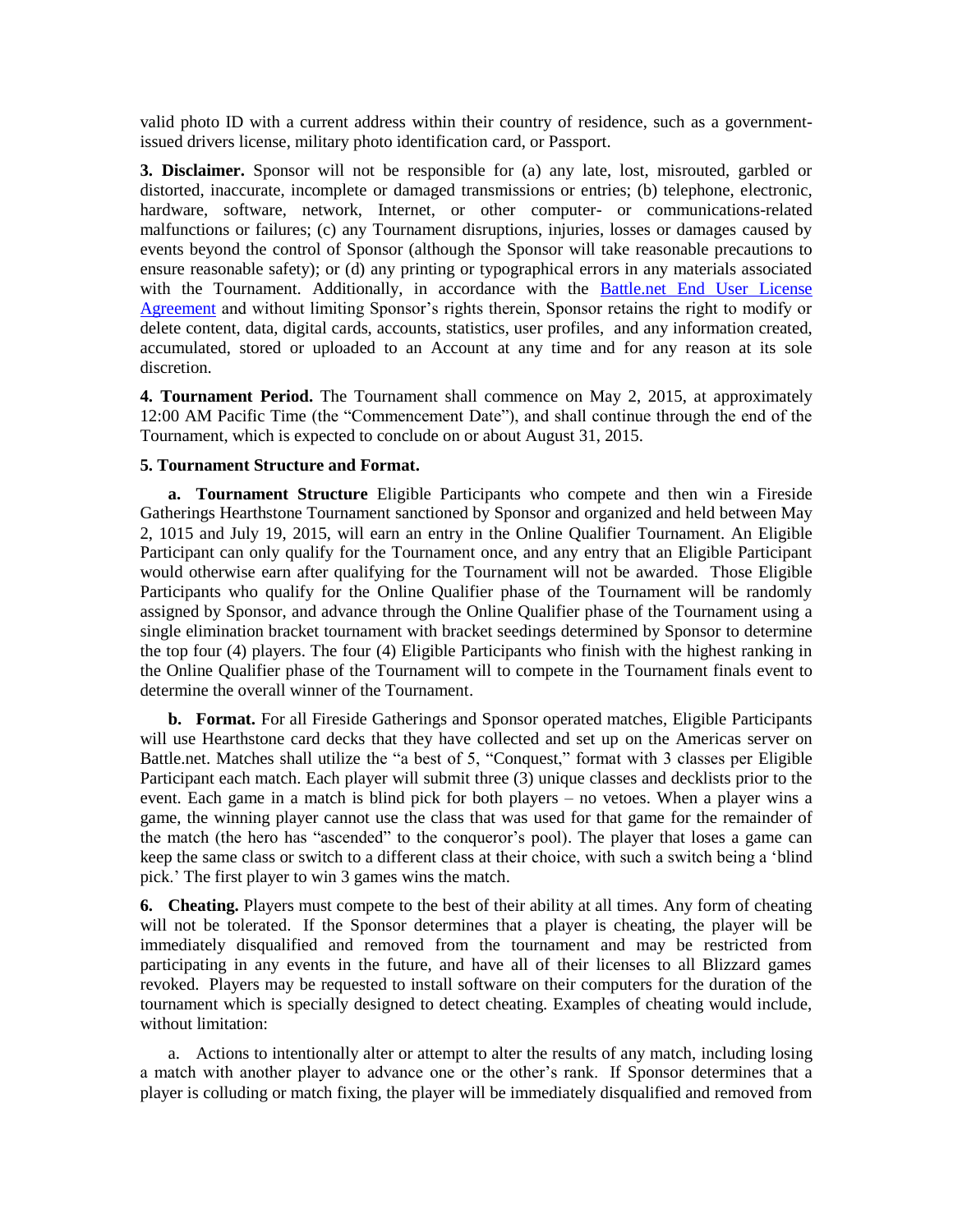valid photo ID with a current address within their country of residence, such as a government-issued drivers license, military photo identification card, or Passport.

**3. Disclaimer.** Sponsor will not be responsible for (a) any late, lost, misrouted, garbled or distorted, inaccurate, incomplete or damaged transmissions or entries; (b) telephone, electronic, hardware, software, network, Internet, or other computer- or communications-related malfunctions or failures; (c) any Tournament disruptions, injuries, losses or damages caused by events beyond the control of Sponsor (although the Sponsor will take reasonable precautions to ensure reasonable safety); or (d) any printing or typographical errors in any materials associated with the Tournament. Additionally, in accordance with the Battle.net End User License Agreement and without limiting Sponsor's rights therein, Sponsor retains the right to modify or delete content, data, digital cards, accounts, statistics, user profiles, and any information created, accumulated, stored or uploaded to an Account at any time and for any reason at its sole discretion.

**4. Tournament Period.** The Tournament shall commence on May 2, 2015, at approximately 12:00 AM Pacific Time (the "Commencement Date"), and shall continue through the end of the Tournament, which is expected to conclude on or about August 31, 2015.

**5. Tournament Structure and Format.**

**a. Tournament Structure** Eligible Participants who compete and then win a Fireside Gatherings Hearthstone Tournament sanctioned by Sponsor and organized and held between May 2, 1015 and July 19, 2015, will earn an entry in the Online Qualifier Tournament. An Eligible Participant can only qualify for the Tournament once, and any entry that an Eligible Participant would otherwise earn after qualifying for the Tournament will not be awarded. Those Eligible Participants who qualify for the Online Qualifier phase of the Tournament will be randomly assigned by Sponsor, and advance through the Online Qualifier phase of the Tournament using a single elimination bracket tournament with bracket seedings determined by Sponsor to determine the top four (4) players. The four (4) Eligible Participants who finish with the highest ranking in the Online Qualifier phase of the Tournament will to compete in the Tournament finals event to determine the overall winner of the Tournament.

**b. Format.** For all Fireside Gatherings and Sponsor operated matches, Eligible Participants will use Hearthstone card decks that they have collected and set up on the Americas server on Battle.net. Matches shall utilize the "a best of 5, "Conquest," format with 3 classes per Eligible Participant each match. Each player will submit three (3) unique classes and decklists prior to the event. Each game in a match is blind pick for both players – no vetoes. When a player wins a game, the winning player cannot use the class that was used for that game for the remainder of the match (the hero has "ascended" to the conqueror's pool). The player that loses a game can keep the same class or switch to a different class at their choice, with such a switch being a 'blind pick.' The first player to win 3 games wins the match.

**6. Cheating.** Players must compete to the best of their ability at all times. Any form of cheating will not be tolerated. If the Sponsor determines that a player is cheating, the player will be immediately disqualified and removed from the tournament and may be restricted from participating in any events in the future, and have all of their licenses to all Blizzard games revoked. Players may be requested to install software on their computers for the duration of the tournament which is specially designed to detect cheating. Examples of cheating would include, without limitation:

a. Actions to intentionally alter or attempt to alter the results of any match, including losing a match with another player to advance one or the other's rank. If Sponsor determines that a player is colluding or match fixing, the player will be immediately disqualified and removed from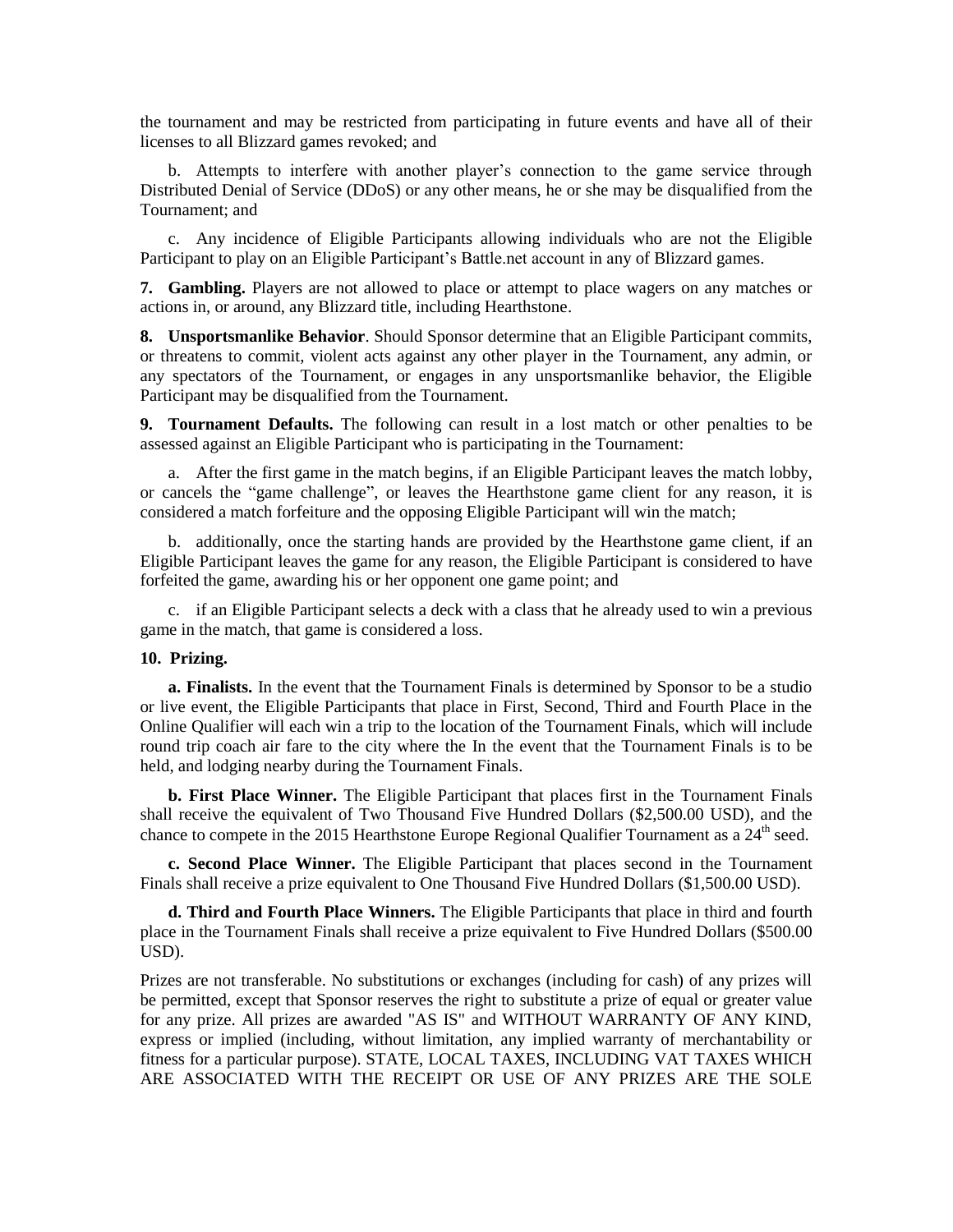the tournament and may be restricted from participating in future events and have all of their licenses to all Blizzard games revoked; and

b. Attempts to interfere with another player's connection to the game service through Distributed Denial of Service (DDoS) or any other means, he or she may be disqualified from the Tournament; and

c. Any incidence of Eligible Participants allowing individuals who are not the Eligible Participant to play on an Eligible Participant's Battle.net account in any of Blizzard games.

**7. Gambling.** Players are not allowed to place or attempt to place wagers on any matches or actions in, or around, any Blizzard title, including Hearthstone.

**8. Unsportsmanlike Behavior**. Should Sponsor determine that an Eligible Participant commits, or threatens to commit, violent acts against any other player in the Tournament, any admin, or any spectators of the Tournament, or engages in any unsportsmanlike behavior, the Eligible Participant may be disqualified from the Tournament.

**9. Tournament Defaults.** The following can result in a lost match or other penalties to be assessed against an Eligible Participant who is participating in the Tournament:

a. After the first game in the match begins, if an Eligible Participant leaves the match lobby, or cancels the "game challenge", or leaves the Hearthstone game client for any reason, it is considered a match forfeiture and the opposing Eligible Participant will win the match;

b. additionally, once the starting hands are provided by the Hearthstone game client, if an Eligible Participant leaves the game for any reason, the Eligible Participant is considered to have forfeited the game, awarding his or her opponent one game point; and

c. if an Eligible Participant selects a deck with a class that he already used to win a previous game in the match, that game is considered a loss.

**10. Prizing.**

**a. Finalists.** In the event that the Tournament Finals is determined by Sponsor to be a studio or live event, the Eligible Participants that place in First, Second, Third and Fourth Place in the Online Qualifier will each win a trip to the location of the Tournament Finals, which will include round trip coach air fare to the city where the In the event that the Tournament Finals is to be held, and lodging nearby during the Tournament Finals.

**b. First Place Winner.** The Eligible Participant that places first in the Tournament Finals shall receive the equivalent of Two Thousand Five Hundred Dollars ($2,500.00 USD), and the chance to compete in the 2015 Hearthstone Europe Regional Qualifier Tournament as a 24th seed.

**c. Second Place Winner.** The Eligible Participant that places second in the Tournament Finals shall receive a prize equivalent to One Thousand Five Hundred Dollars ($1,500.00 USD).

**d. Third and Fourth Place Winners.** The Eligible Participants that place in third and fourth place in the Tournament Finals shall receive a prize equivalent to Five Hundred Dollars ($500.00 USD).

Prizes are not transferable. No substitutions or exchanges (including for cash) of any prizes will be permitted, except that Sponsor reserves the right to substitute a prize of equal or greater value for any prize. All prizes are awarded "AS IS" and WITHOUT WARRANTY OF ANY KIND, express or implied (including, without limitation, any implied warranty of merchantability or fitness for a particular purpose). STATE, LOCAL TAXES, INCLUDING VAT TAXES WHICH ARE ASSOCIATED WITH THE RECEIPT OR USE OF ANY PRIZES ARE THE SOLE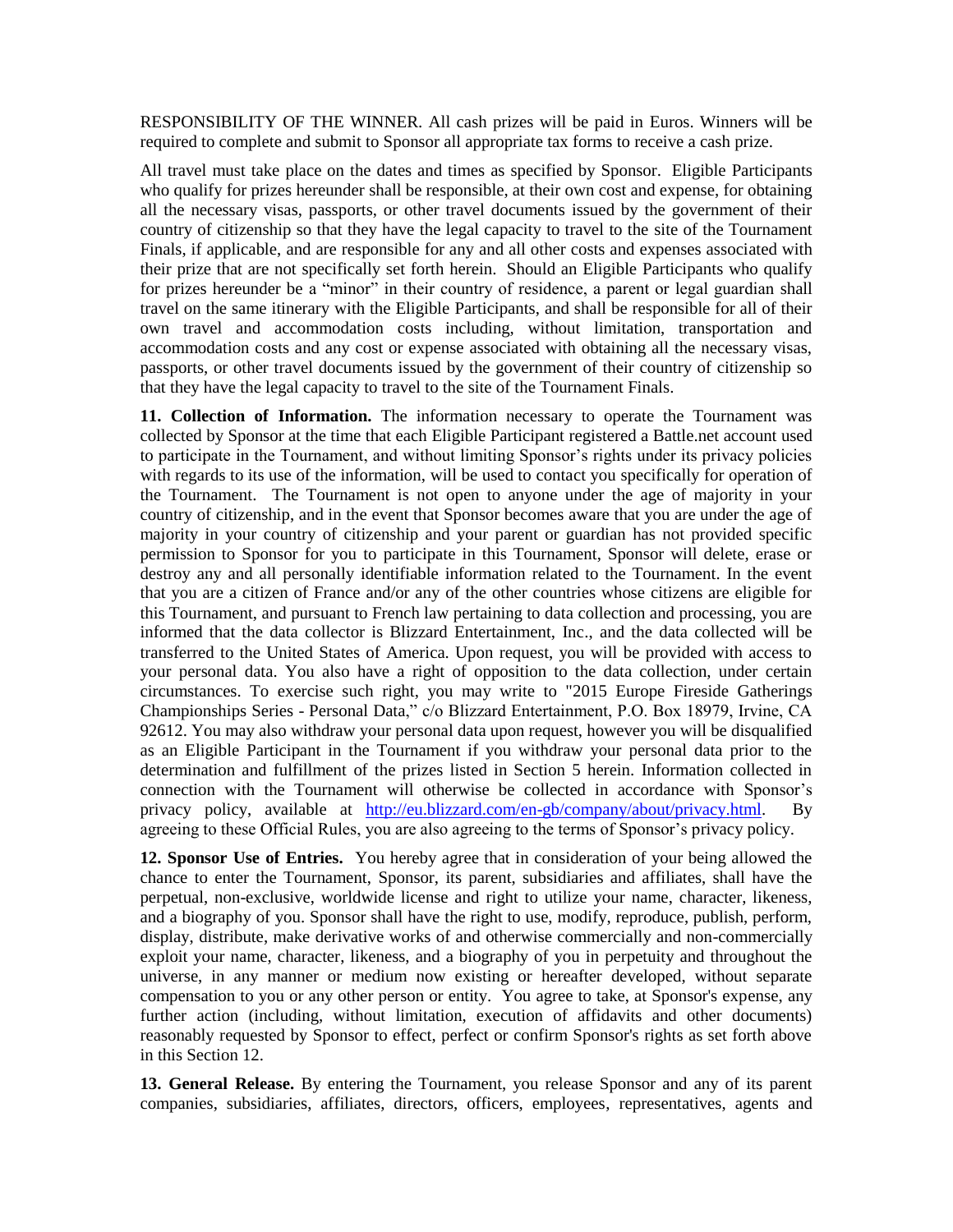RESPONSIBILITY OF THE WINNER. All cash prizes will be paid in Euros. Winners will be required to complete and submit to Sponsor all appropriate tax forms to receive a cash prize.

All travel must take place on the dates and times as specified by Sponsor. Eligible Participants who qualify for prizes hereunder shall be responsible, at their own cost and expense, for obtaining all the necessary visas, passports, or other travel documents issued by the government of their country of citizenship so that they have the legal capacity to travel to the site of the Tournament Finals, if applicable, and are responsible for any and all other costs and expenses associated with their prize that are not specifically set forth herein. Should an Eligible Participants who qualify for prizes hereunder be a "minor" in their country of residence, a parent or legal guardian shall travel on the same itinerary with the Eligible Participants, and shall be responsible for all of their own travel and accommodation costs including, without limitation, transportation and accommodation costs and any cost or expense associated with obtaining all the necessary visas, passports, or other travel documents issued by the government of their country of citizenship so that they have the legal capacity to travel to the site of the Tournament Finals.

**11. Collection of Information.** The information necessary to operate the Tournament was collected by Sponsor at the time that each Eligible Participant registered a Battle.net account used to participate in the Tournament, and without limiting Sponsor's rights under its privacy policies with regards to its use of the information, will be used to contact you specifically for operation of the Tournament. The Tournament is not open to anyone under the age of majority in your country of citizenship, and in the event that Sponsor becomes aware that you are under the age of majority in your country of citizenship and your parent or guardian has not provided specific permission to Sponsor for you to participate in this Tournament, Sponsor will delete, erase or destroy any and all personally identifiable information related to the Tournament. In the event that you are a citizen of France and/or any of the other countries whose citizens are eligible for this Tournament, and pursuant to French law pertaining to data collection and processing, you are informed that the data collector is Blizzard Entertainment, Inc., and the data collected will be transferred to the United States of America. Upon request, you will be provided with access to your personal data. You also have a right of opposition to the data collection, under certain circumstances. To exercise such right, you may write to "2015 Europe Fireside Gatherings Championships Series - Personal Data," c/o Blizzard Entertainment, P.O. Box 18979, Irvine, CA 92612. You may also withdraw your personal data upon request, however you will be disqualified as an Eligible Participant in the Tournament if you withdraw your personal data prior to the determination and fulfillment of the prizes listed in Section 5 herein. Information collected in connection with the Tournament will otherwise be collected in accordance with Sponsor's privacy policy, available at [http://eu.blizzard.com/en-gb/company/about/privacy.html](http://eu.blizzard.com/en-gb/company/about/privacy.html). By agreeing to these Official Rules, you are also agreeing to the terms of Sponsor's privacy policy.

**12. Sponsor Use of Entries.** You hereby agree that in consideration of your being allowed the chance to enter the Tournament, Sponsor, its parent, subsidiaries and affiliates, shall have the perpetual, non-exclusive, worldwide license and right to utilize your name, character, likeness, and a biography of you. Sponsor shall have the right to use, modify, reproduce, publish, perform, display, distribute, make derivative works of and otherwise commercially and non-commercially exploit your name, character, likeness, and a biography of you in perpetuity and throughout the universe, in any manner or medium now existing or hereafter developed, without separate compensation to you or any other person or entity. You agree to take, at Sponsor's expense, any further action (including, without limitation, execution of affidavits and other documents) reasonably requested by Sponsor to effect, perfect or confirm Sponsor's rights as set forth above in this Section 12.

**13. General Release.** By entering the Tournament, you release Sponsor and any of its parent companies, subsidiaries, affiliates, directors, officers, employees, representatives, agents and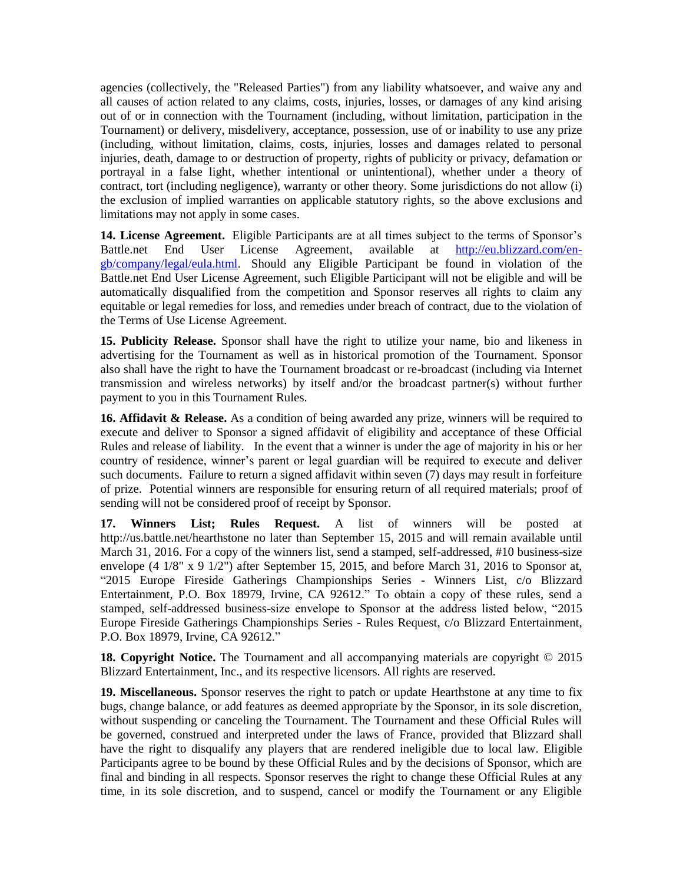agencies (collectively, the "Released Parties") from any liability whatsoever, and waive any and all causes of action related to any claims, costs, injuries, losses, or damages of any kind arising out of or in connection with the Tournament (including, without limitation, participation in the Tournament) or delivery, misdelivery, acceptance, possession, use of or inability to use any prize (including, without limitation, claims, costs, injuries, losses and damages related to personal injuries, death, damage to or destruction of property, rights of publicity or privacy, defamation or portrayal in a false light, whether intentional or unintentional), whether under a theory of contract, tort (including negligence), warranty or other theory. Some jurisdictions do not allow (i) the exclusion of implied warranties on applicable statutory rights, so the above exclusions and limitations may not apply in some cases.

**14. License Agreement.** Eligible Participants are at all times subject to the terms of Sponsor's Battle.net End User License Agreement, available at http://eu.blizzard.com/en-gb/company/legal/eula.html. Should any Eligible Participant be found in violation of the Battle.net End User License Agreement, such Eligible Participant will not be eligible and will be automatically disqualified from the competition and Sponsor reserves all rights to claim any equitable or legal remedies for loss, and remedies under breach of contract, due to the violation of the Terms of Use License Agreement.

**15. Publicity Release.** Sponsor shall have the right to utilize your name, bio and likeness in advertising for the Tournament as well as in historical promotion of the Tournament. Sponsor also shall have the right to have the Tournament broadcast or re-broadcast (including via Internet transmission and wireless networks) by itself and/or the broadcast partner(s) without further payment to you in this Tournament Rules.

**16. Affidavit & Release.** As a condition of being awarded any prize, winners will be required to execute and deliver to Sponsor a signed affidavit of eligibility and acceptance of these Official Rules and release of liability. In the event that a winner is under the age of majority in his or her country of residence, winner's parent or legal guardian will be required to execute and deliver such documents. Failure to return a signed affidavit within seven (7) days may result in forfeiture of prize. Potential winners are responsible for ensuring return of all required materials; proof of sending will not be considered proof of receipt by Sponsor.

**17. Winners List; Rules Request.** A list of winners will be posted at http://us.battle.net/hearthstone no later than September 15, 2015 and will remain available until March 31, 2016. For a copy of the winners list, send a stamped, self-addressed, #10 business-size envelope (4 1/8" x 9 1/2") after September 15, 2015, and before March 31, 2016 to Sponsor at, "2015 Europe Fireside Gatherings Championships Series - Winners List, c/o Blizzard Entertainment, P.O. Box 18979, Irvine, CA 92612." To obtain a copy of these rules, send a stamped, self-addressed business-size envelope to Sponsor at the address listed below, "2015 Europe Fireside Gatherings Championships Series - Rules Request, c/o Blizzard Entertainment, P.O. Box 18979, Irvine, CA 92612."

**18. Copyright Notice.** The Tournament and all accompanying materials are copyright © 2015 Blizzard Entertainment, Inc., and its respective licensors. All rights are reserved.

**19. Miscellaneous.** Sponsor reserves the right to patch or update Hearthstone at any time to fix bugs, change balance, or add features as deemed appropriate by the Sponsor, in its sole discretion, without suspending or canceling the Tournament. The Tournament and these Official Rules will be governed, construed and interpreted under the laws of France, provided that Blizzard shall have the right to disqualify any players that are rendered ineligible due to local law. Eligible Participants agree to be bound by these Official Rules and by the decisions of Sponsor, which are final and binding in all respects. Sponsor reserves the right to change these Official Rules at any time, in its sole discretion, and to suspend, cancel or modify the Tournament or any Eligible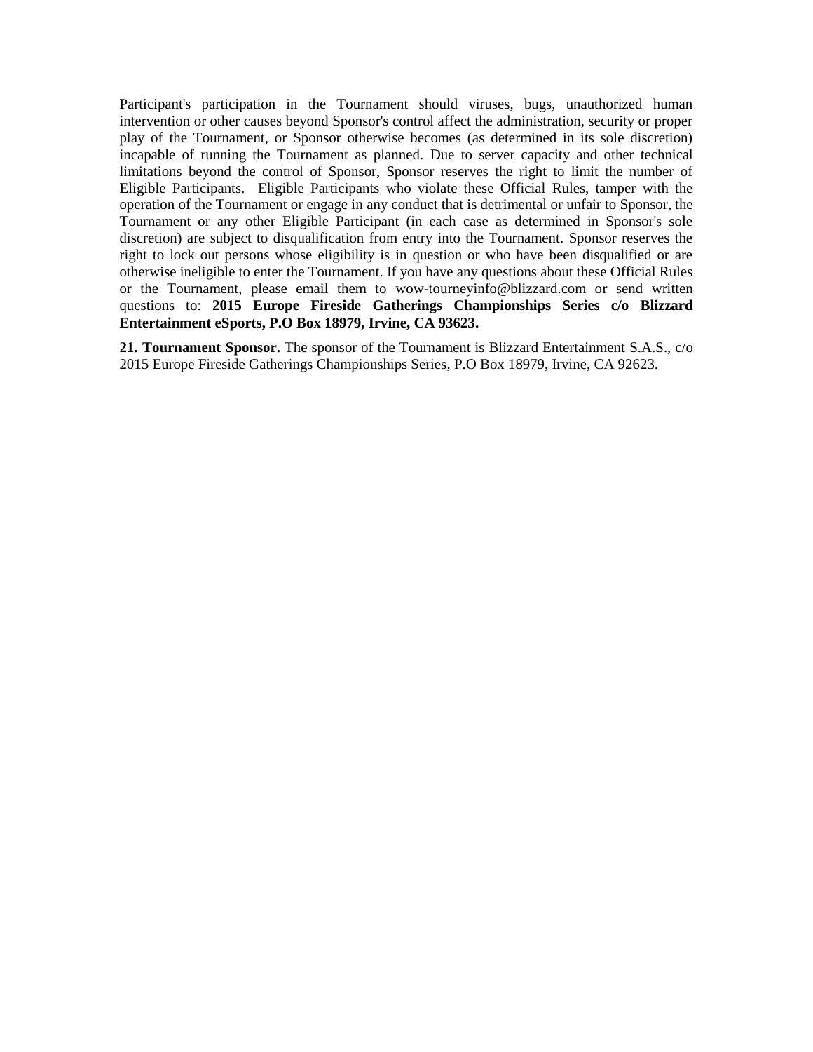Participant's participation in the Tournament should viruses, bugs, unauthorized human intervention or other causes beyond Sponsor's control affect the administration, security or proper play of the Tournament, or Sponsor otherwise becomes (as determined in its sole discretion) incapable of running the Tournament as planned. Due to server capacity and other technical limitations beyond the control of Sponsor, Sponsor reserves the right to limit the number of Eligible Participants. Eligible Participants who violate these Official Rules, tamper with the operation of the Tournament or engage in any conduct that is detrimental or unfair to Sponsor, the Tournament or any other Eligible Participant (in each case as determined in Sponsor's sole discretion) are subject to disqualification from entry into the Tournament. Sponsor reserves the right to lock out persons whose eligibility is in question or who have been disqualified or are otherwise ineligible to enter the Tournament. If you have any questions about these Official Rules or the Tournament, please email them to wow-tourneyinfo@blizzard.com or send written questions to: **2015 Europe Fireside Gatherings Championships Series c/o Blizzard Entertainment eSports, P.O Box 18979, Irvine, CA 93623.**

**21. Tournament Sponsor.** The sponsor of the Tournament is Blizzard Entertainment S.A.S., c/o 2015 Europe Fireside Gatherings Championships Series, P.O Box 18979, Irvine, CA 92623.